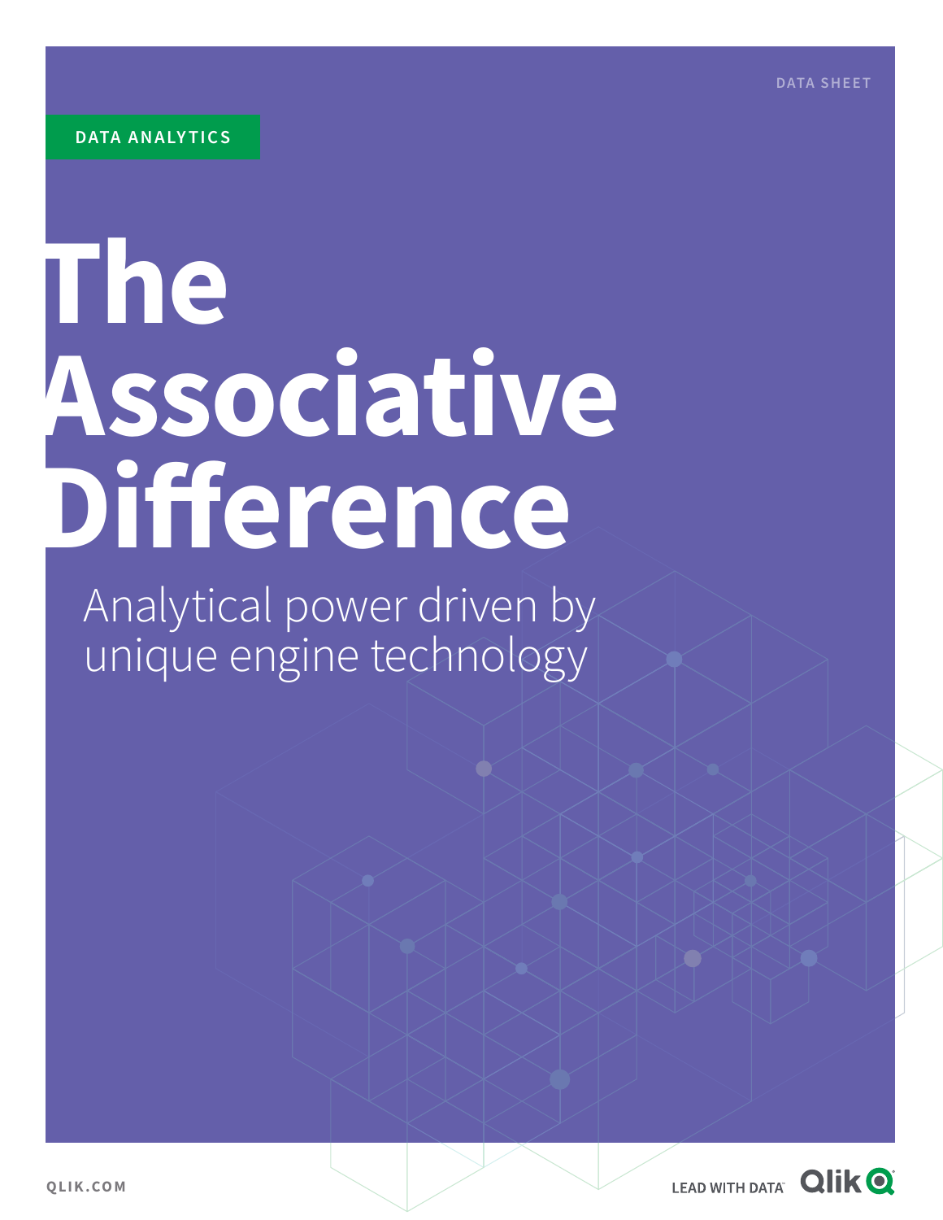DATA SHEET

DATA ANALYTICS

# The Associative Difference

## Analytical power driven by unique engine technology

QLIK.COM

LEAD WITH DATA Qlik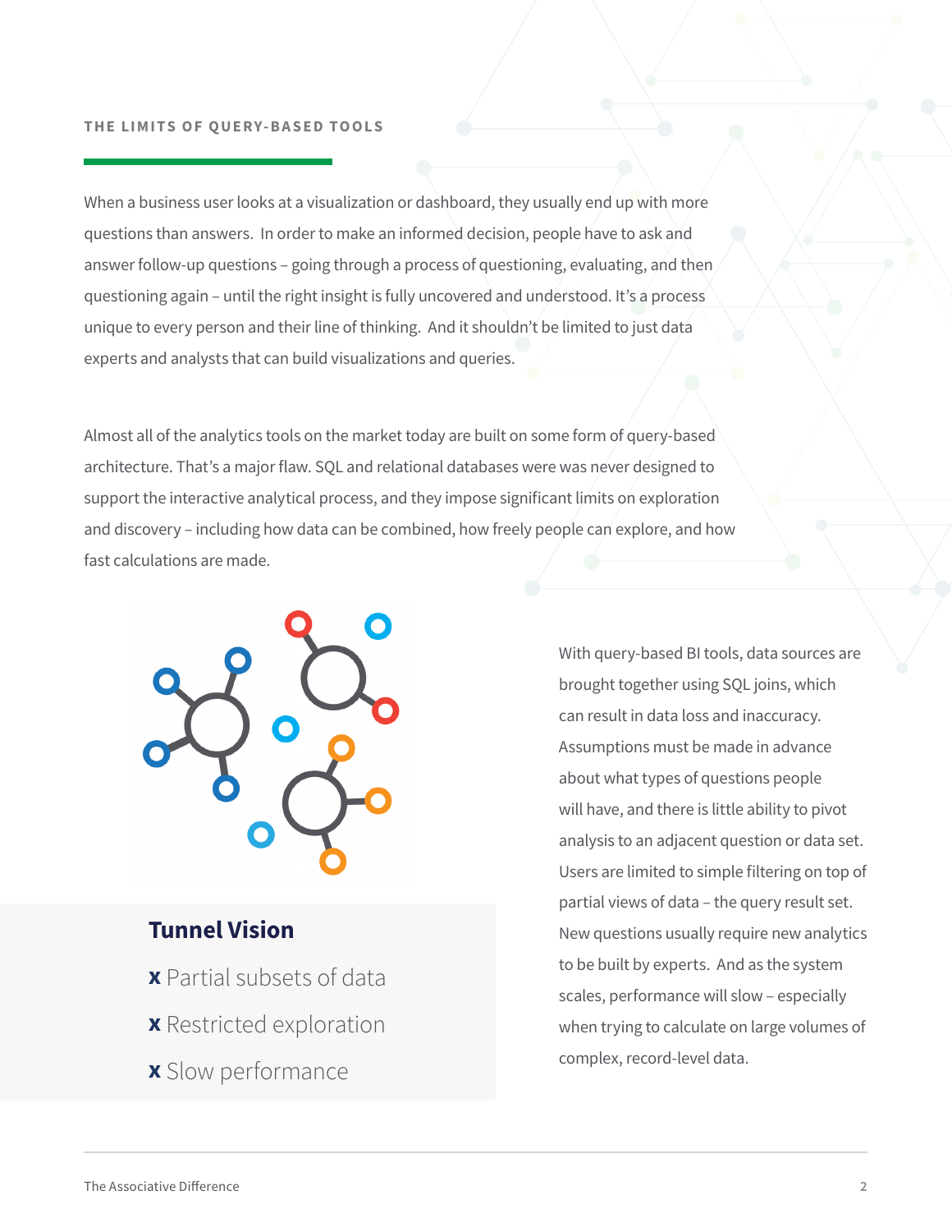## THE LIMITS OF QUERY-BASED TOOLS

When a business user looks at a visualization or dashboard, they usually end up with more questions than answers. In order to make an informed decision, people have to ask and answer follow-up questions – going through a process of questioning, evaluating, and then questioning again – until the right insight is fully uncovered and understood. It's a process unique to every person and their line of thinking. And it shouldn't be limited to just data experts and analysts that can build visualizations and queries.

Almost all of the analytics tools on the market today are built on some form of query-based architecture. That's a major flaw. SQL and relational databases were was never designed to support the interactive analytical process, and they impose significant limits on exploration and discovery – including how data can be combined, how freely people can explore, and how fast calculations are made.

### Tunnel Vision

- x Partial subsets of data
- x Restricted exploration
- x Slow performance

With query-based BI tools, data sources are brought together using SQL joins, which can result in data loss and inaccuracy. Assumptions must be made in advance about what types of questions people will have, and there is little ability to pivot analysis to an adjacent question or data set. Users are limited to simple filtering on top of partial views of data – the query result set. New questions usually require new analytics to be built by experts. And as the system scales, performance will slow – especially when trying to calculate on large volumes of complex, record-level data.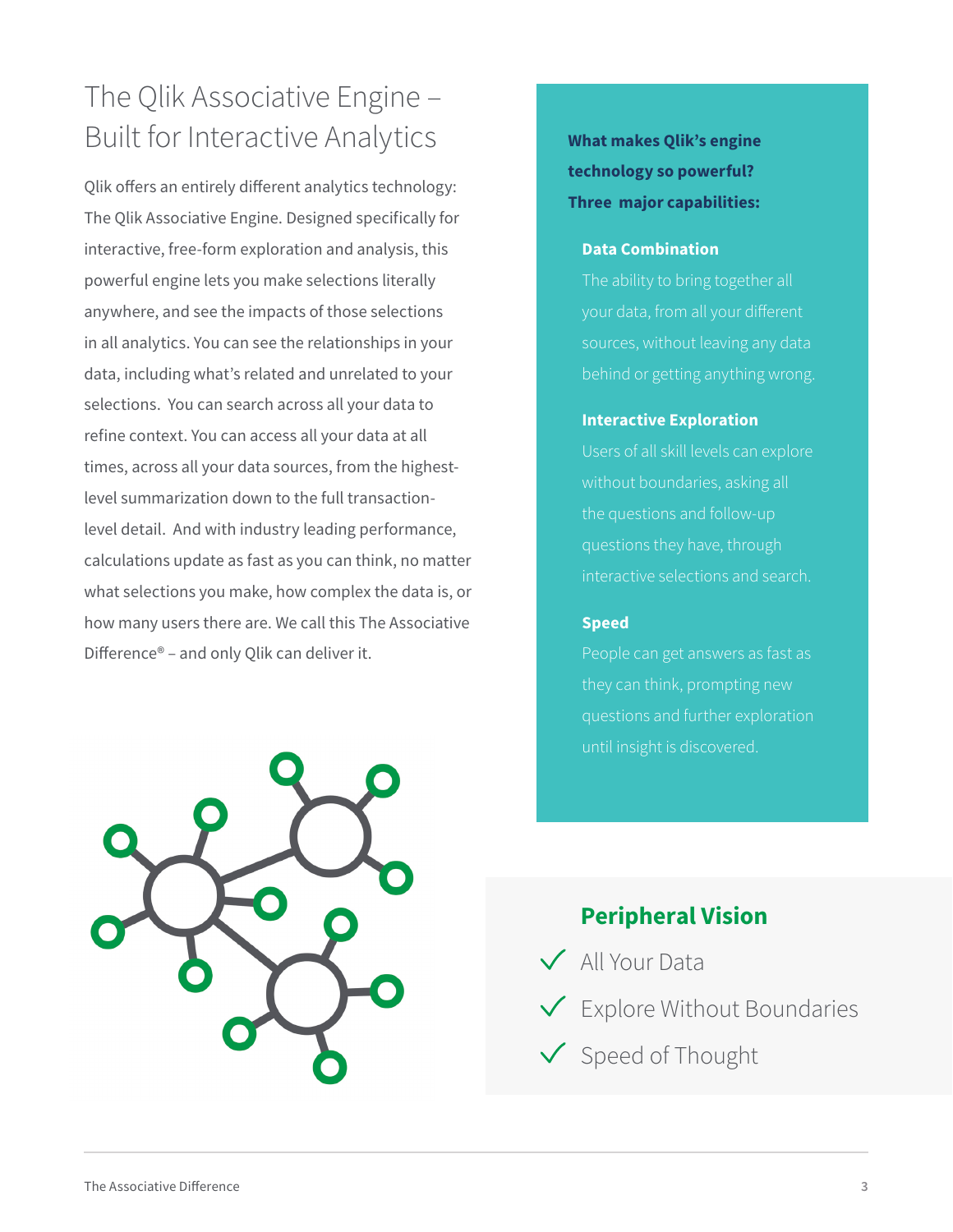# The Qlik Associative Engine – Built for Interactive Analytics

Qlik offers an entirely different analytics technology: The Qlik Associative Engine. Designed specifically for interactive, free-form exploration and analysis, this powerful engine lets you make selections literally anywhere, and see the impacts of those selections in all analytics. You can see the relationships in your data, including what's related and unrelated to your selections. You can search across all your data to refine context. You can access all your data at all times, across all your data sources, from the highest-level summarization down to the full transaction-level detail. And with industry leading performance, calculations update as fast as you can think, no matter what selections you make, how complex the data is, or how many users there are. We call this The Associative Difference® – and only Qlik can deliver it.

**What makes Qlik's engine technology so powerful? Three major capabilities:**

**Data Combination**

The ability to bring together all your data, from all your different sources, without leaving any data behind or getting anything wrong.

**Interactive Exploration**

Users of all skill levels can explore without boundaries, asking all the questions and follow-up questions they have, through interactive selections and search.

**Speed**

People can get answers as fast as they can think, prompting new questions and further exploration until insight is discovered.

## Peripheral Vision

- ✓ All Your Data
- ✓ Explore Without Boundaries
- ✓ Speed of Thought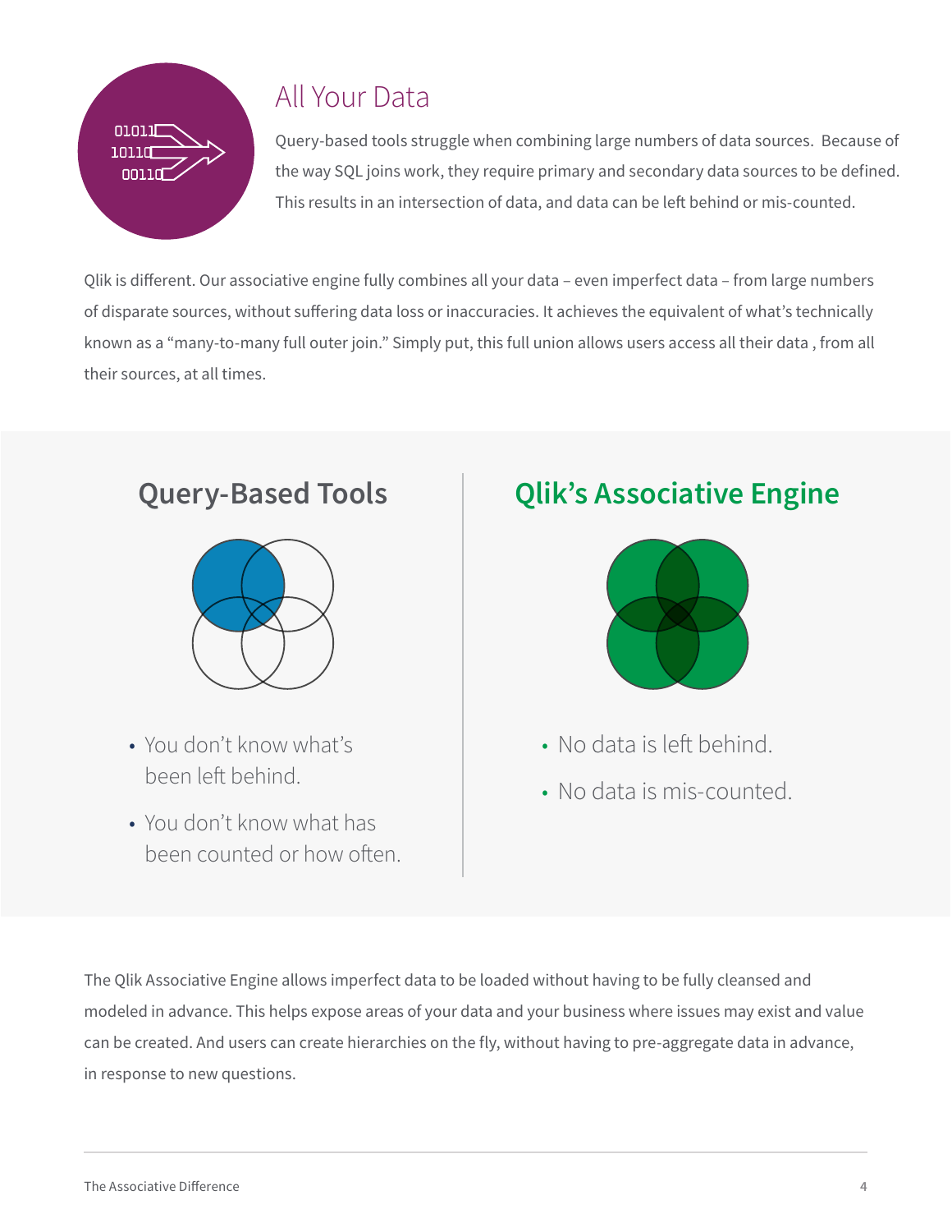## All Your Data

Query-based tools struggle when combining large numbers of data sources. Because of the way SQL joins work, they require primary and secondary data sources to be defined. This results in an intersection of data, and data can be left behind or mis-counted.

Qlik is different. Our associative engine fully combines all your data – even imperfect data – from large numbers of disparate sources, without suffering data loss or inaccuracies. It achieves the equivalent of what's technically known as a "many-to-many full outer join." Simply put, this full union allows users access all their data , from all their sources, at all times.

### Query-Based Tools

- You don't know what's been left behind.
- You don't know what has been counted or how often.

### Qlik's Associative Engine

- No data is left behind.
- No data is mis-counted.

The Qlik Associative Engine allows imperfect data to be loaded without having to be fully cleansed and modeled in advance. This helps expose areas of your data and your business where issues may exist and value can be created. And users can create hierarchies on the fly, without having to pre-aggregate data in advance, in response to new questions.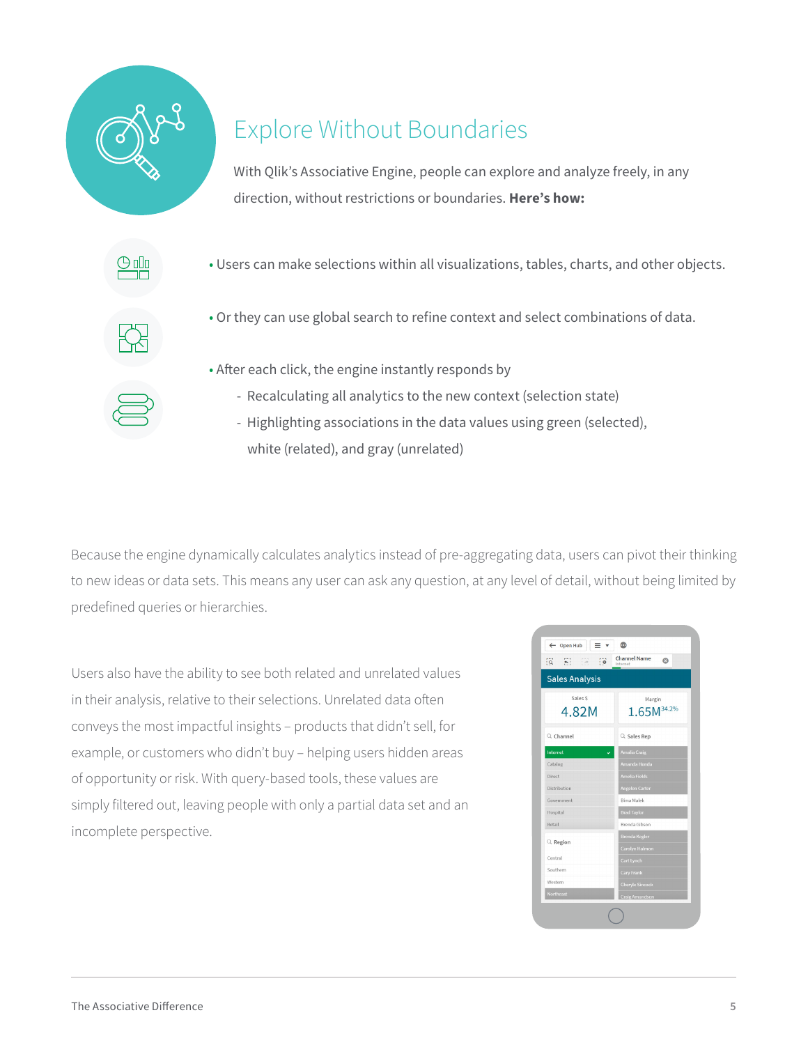# Explore Without Boundaries

With Qlik's Associative Engine, people can explore and analyze freely, in any direction, without restrictions or boundaries. **Here's how:**

- Users can make selections within all visualizations, tables, charts, and other objects.
- Or they can use global search to refine context and select combinations of data.
- After each click, the engine instantly responds by
  - Recalculating all analytics to the new context (selection state)
  - Highlighting associations in the data values using green (selected), white (related), and gray (unrelated)

Because the engine dynamically calculates analytics instead of pre-aggregating data, users can pivot their thinking to new ideas or data sets. This means any user can ask any question, at any level of detail, without being limited by predefined queries or hierarchies.

Users also have the ability to see both related and unrelated values in their analysis, relative to their selections. Unrelated data often conveys the most impactful insights – products that didn't sell, for example, or customers who didn't buy – helping users hidden areas of opportunity or risk. With query-based tools, these values are simply filtered out, leaving people with only a partial data set and an incomplete perspective.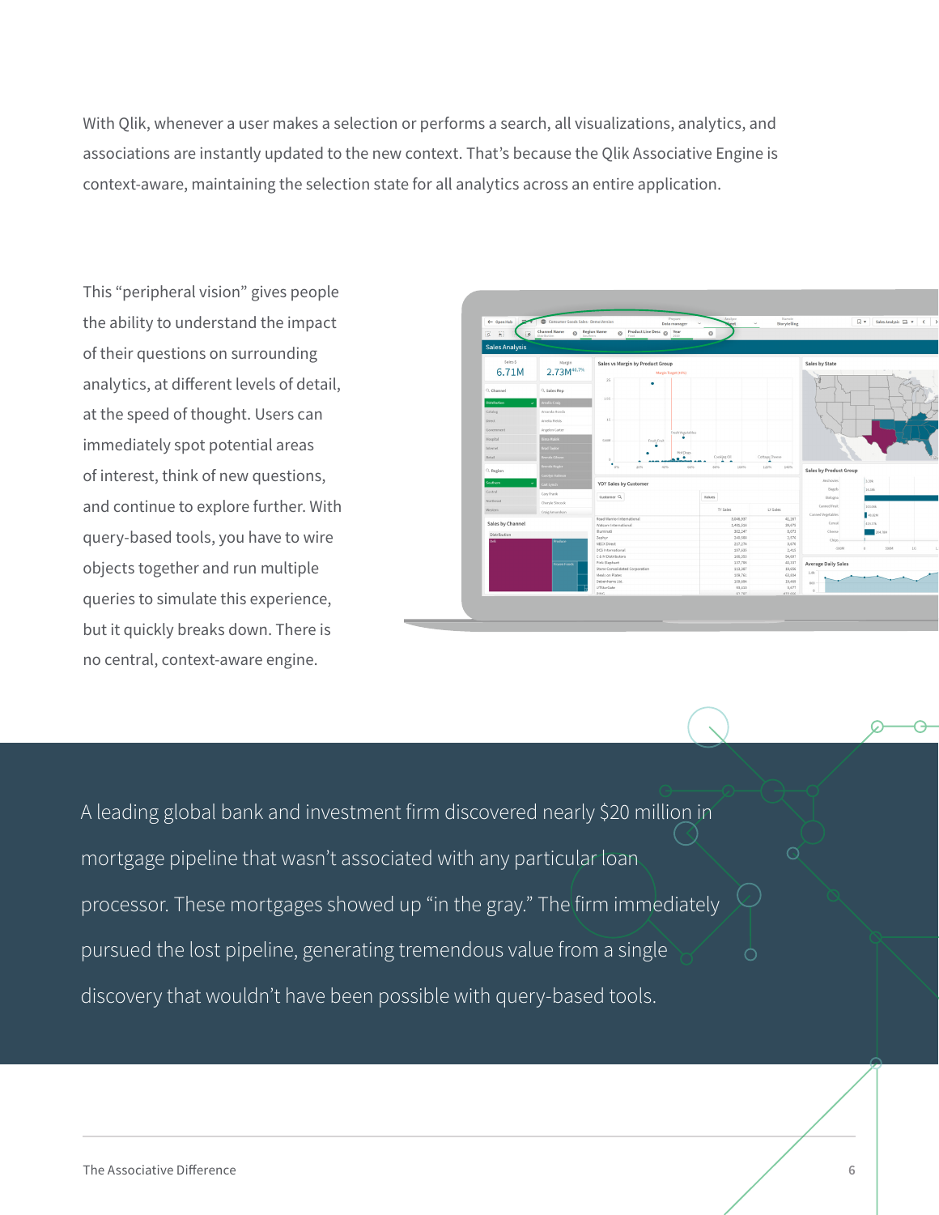With Qlik, whenever a user makes a selection or performs a search, all visualizations, analytics, and associations are instantly updated to the new context. That's because the Qlik Associative Engine is context-aware, maintaining the selection state for all analytics across an entire application.

This "peripheral vision" gives people the ability to understand the impact of their questions on surrounding analytics, at different levels of detail, at the speed of thought. Users can immediately spot potential areas of interest, think of new questions, and continue to explore further. With query-based tools, you have to wire objects together and run multiple queries to simulate this experience, but it quickly breaks down. There is no central, context-aware engine.

A leading global bank and investment firm discovered nearly $20 million in mortgage pipeline that wasn't associated with any particular loan processor. These mortgages showed up "in the gray." The firm immediately pursued the lost pipeline, generating tremendous value from a single discovery that wouldn't have been possible with query-based tools.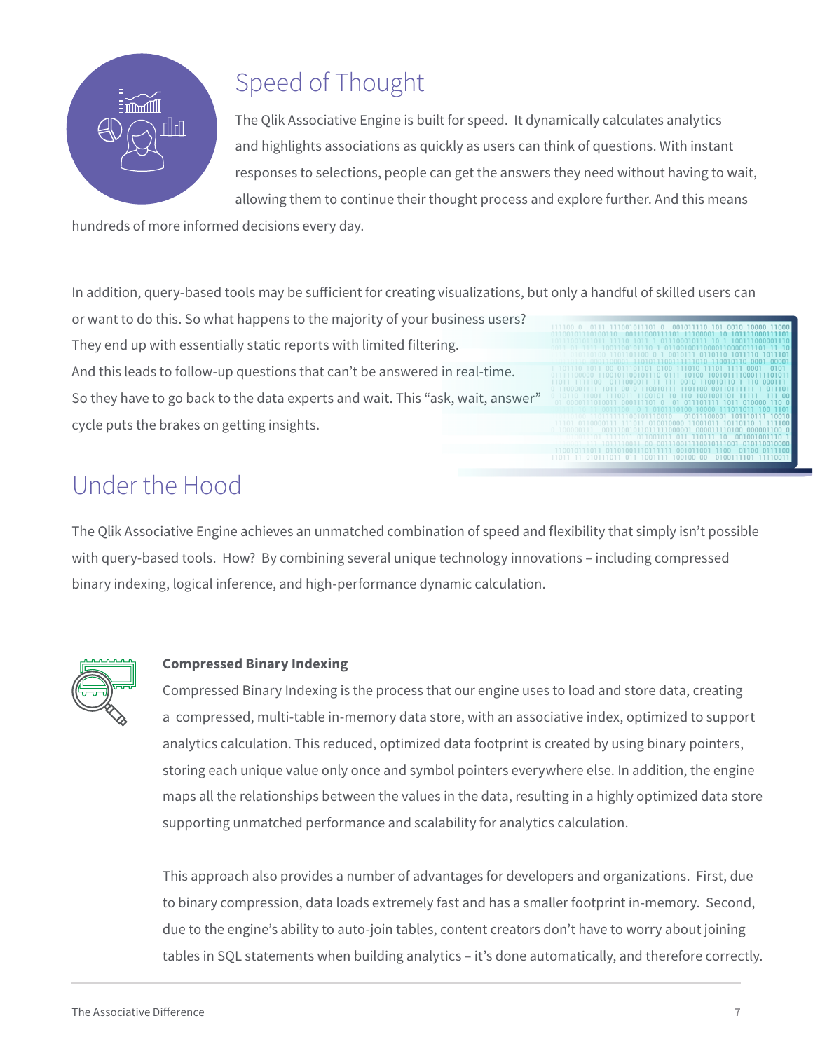## Speed of Thought

The Qlik Associative Engine is built for speed. It dynamically calculates analytics and highlights associations as quickly as users can think of questions. With instant responses to selections, people can get the answers they need without having to wait, allowing them to continue their thought process and explore further. And this means hundreds of more informed decisions every day.

In addition, query-based tools may be sufficient for creating visualizations, but only a handful of skilled users can or want to do this. So what happens to the majority of your business users? They end up with essentially static reports with limited filtering. And this leads to follow-up questions that can't be answered in real-time. So they have to go back to the data experts and wait. This "ask, wait, answer" cycle puts the brakes on getting insights.

## Under the Hood

The Qlik Associative Engine achieves an unmatched combination of speed and flexibility that simply isn't possible with query-based tools. How? By combining several unique technology innovations – including compressed binary indexing, logical inference, and high-performance dynamic calculation.

**Compressed Binary Indexing**

Compressed Binary Indexing is the process that our engine uses to load and store data, creating a compressed, multi-table in-memory data store, with an associative index, optimized to support analytics calculation. This reduced, optimized data footprint is created by using binary pointers, storing each unique value only once and symbol pointers everywhere else. In addition, the engine maps all the relationships between the values in the data, resulting in a highly optimized data store supporting unmatched performance and scalability for analytics calculation.

This approach also provides a number of advantages for developers and organizations. First, due to binary compression, data loads extremely fast and has a smaller footprint in-memory. Second, due to the engine's ability to auto-join tables, content creators don't have to worry about joining tables in SQL statements when building analytics – it's done automatically, and therefore correctly.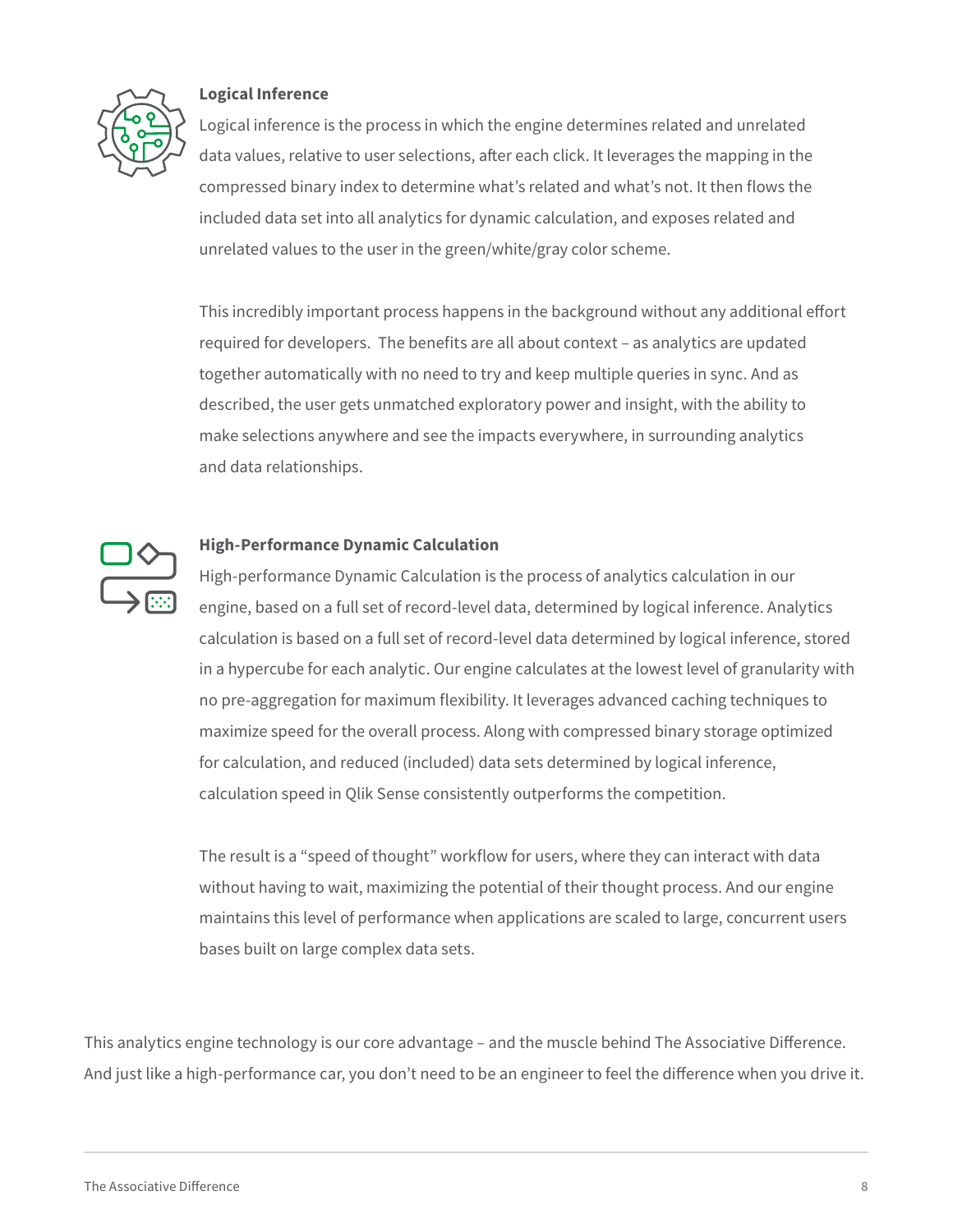### Logical Inference

Logical inference is the process in which the engine determines related and unrelated data values, relative to user selections, after each click. It leverages the mapping in the compressed binary index to determine what's related and what's not. It then flows the included data set into all analytics for dynamic calculation, and exposes related and unrelated values to the user in the green/white/gray color scheme.

This incredibly important process happens in the background without any additional effort required for developers. The benefits are all about context – as analytics are updated together automatically with no need to try and keep multiple queries in sync. And as described, the user gets unmatched exploratory power and insight, with the ability to make selections anywhere and see the impacts everywhere, in surrounding analytics and data relationships.

### High-Performance Dynamic Calculation

High-performance Dynamic Calculation is the process of analytics calculation in our engine, based on a full set of record-level data, determined by logical inference. Analytics calculation is based on a full set of record-level data determined by logical inference, stored in a hypercube for each analytic. Our engine calculates at the lowest level of granularity with no pre-aggregation for maximum flexibility. It leverages advanced caching techniques to maximize speed for the overall process. Along with compressed binary storage optimized for calculation, and reduced (included) data sets determined by logical inference, calculation speed in Qlik Sense consistently outperforms the competition.

The result is a "speed of thought" workflow for users, where they can interact with data without having to wait, maximizing the potential of their thought process. And our engine maintains this level of performance when applications are scaled to large, concurrent users bases built on large complex data sets.

This analytics engine technology is our core advantage – and the muscle behind The Associative Difference. And just like a high-performance car, you don't need to be an engineer to feel the difference when you drive it.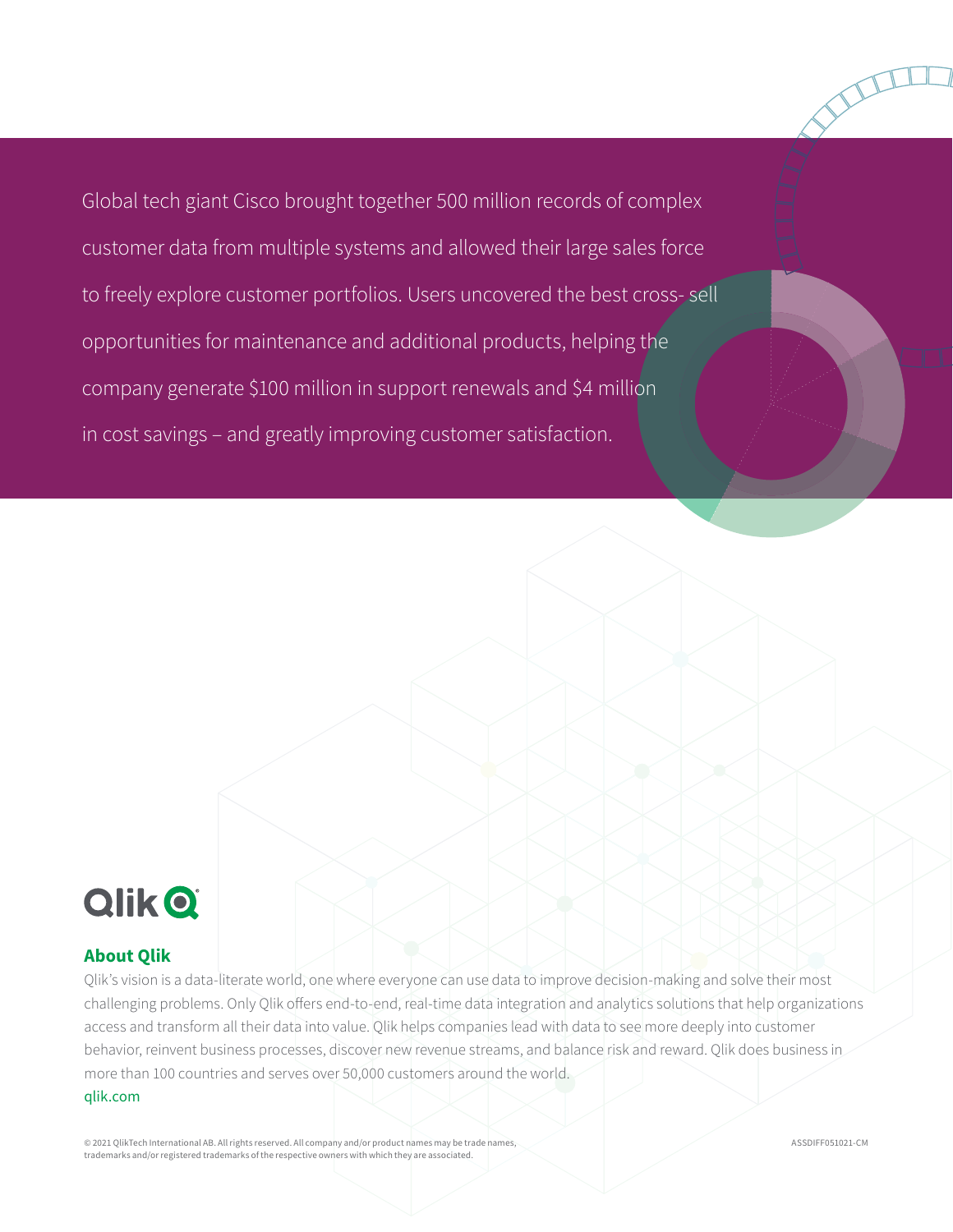Global tech giant Cisco brought together 500 million records of complex customer data from multiple systems and allowed their large sales force to freely explore customer portfolios. Users uncovered the best cross- sell opportunities for maintenance and additional products, helping the company generate $100 million in support renewals and $4 million in cost savings – and greatly improving customer satisfaction.

Qlik

## About Qlik

Qlik's vision is a data-literate world, one where everyone can use data to improve decision-making and solve their most challenging problems. Only Qlik offers end-to-end, real-time data integration and analytics solutions that help organizations access and transform all their data into value. Qlik helps companies lead with data to see more deeply into customer behavior, reinvent business processes, discover new revenue streams, and balance risk and reward. Qlik does business in more than 100 countries and serves over 50,000 customers around the world.

qlik.com

© 2021 QlikTech International AB. All rights reserved. All company and/or product names may be trade names, trademarks and/or registered trademarks of the respective owners with which they are associated.

ASSDIFF051021-CM